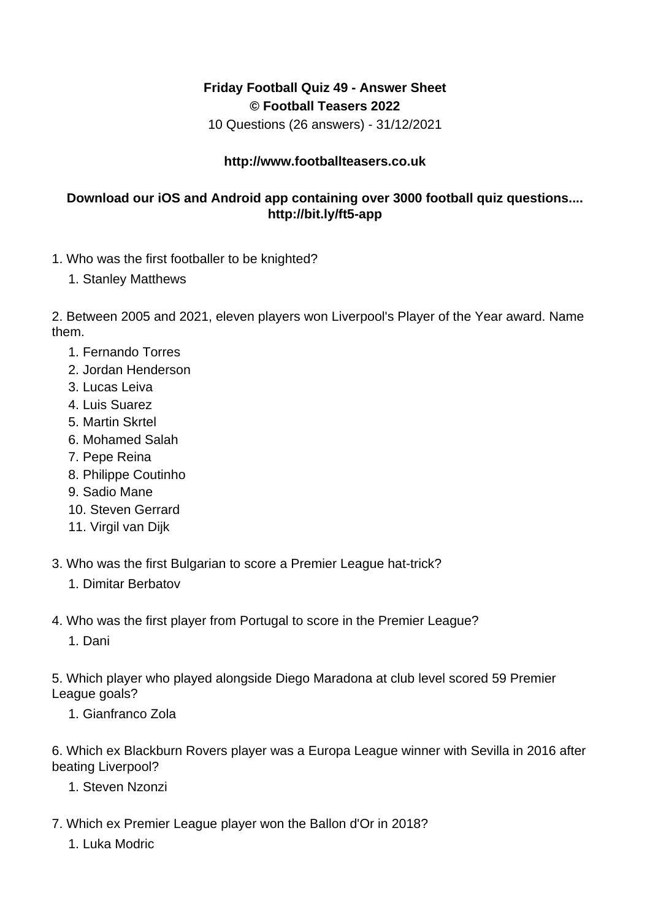**Friday Football Quiz 49 - Answer Sheet**
**© Football Teasers 2022**
10 Questions (26 answers) - 31/12/2021

**http://www.footballteasers.co.uk**

**Download our iOS and Android app containing over 3000 football quiz questions.... http://bit.ly/ft5-app**

1. Who was the first footballer to be knighted?
    1. Stanley Matthews

2. Between 2005 and 2021, eleven players won Liverpool's Player of the Year award. Name them.
    1. Fernando Torres
    2. Jordan Henderson
    3. Lucas Leiva
    4. Luis Suarez
    5. Martin Skrtel
    6. Mohamed Salah
    7. Pepe Reina
    8. Philippe Coutinho
    9. Sadio Mane
    10. Steven Gerrard
    11. Virgil van Dijk

3. Who was the first Bulgarian to score a Premier League hat-trick?
    1. Dimitar Berbatov

4. Who was the first player from Portugal to score in the Premier League?
    1. Dani

5. Which player who played alongside Diego Maradona at club level scored 59 Premier League goals?
    1. Gianfranco Zola

6. Which ex Blackburn Rovers player was a Europa League winner with Sevilla in 2016 after beating Liverpool?
    1. Steven Nzonzi

7. Which ex Premier League player won the Ballon d'Or in 2018?
    1. Luka Modric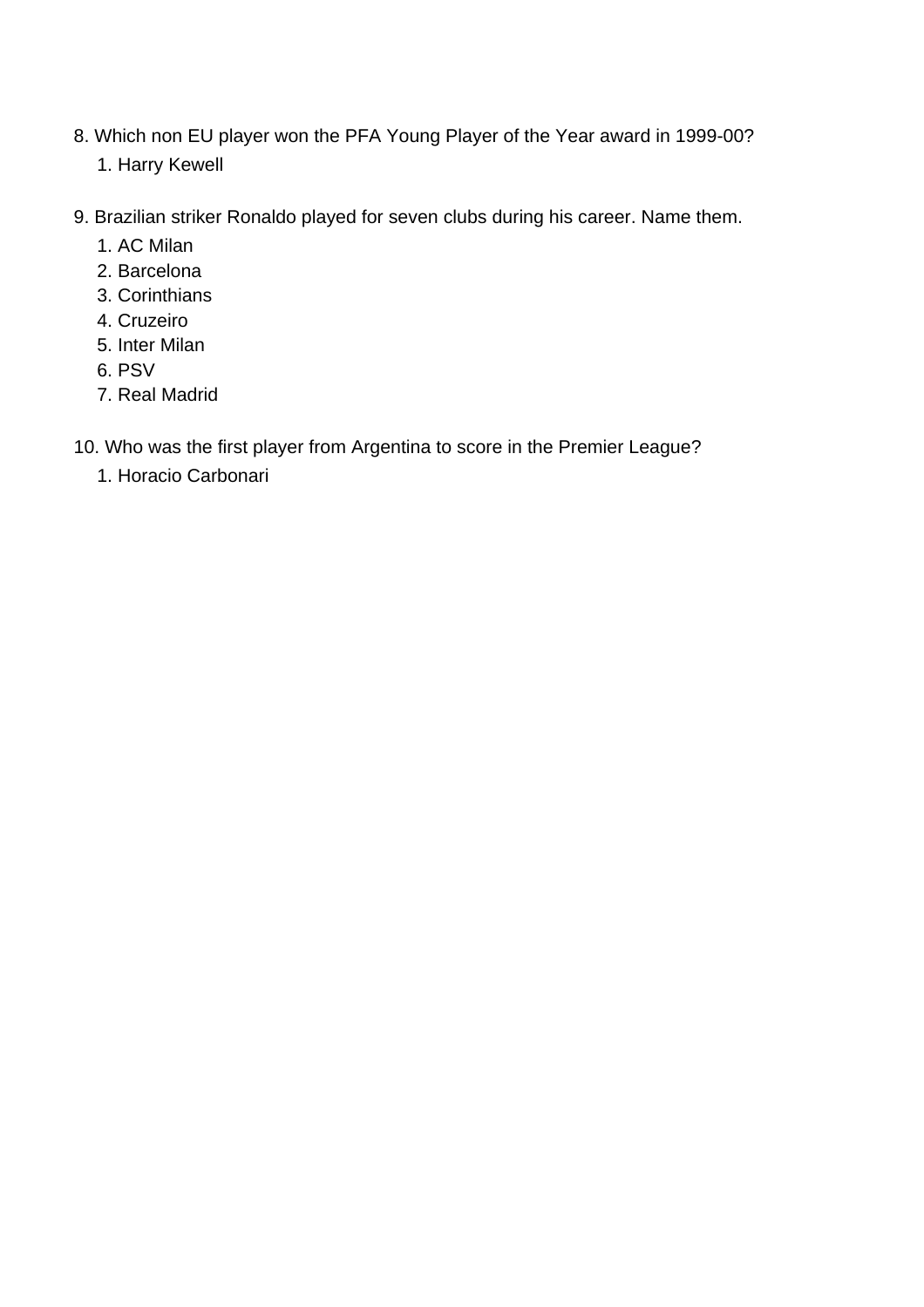8. Which non EU player won the PFA Young Player of the Year award in 1999-00?
    1. Harry Kewell

9. Brazilian striker Ronaldo played for seven clubs during his career. Name them.
    1. AC Milan
    2. Barcelona
    3. Corinthians
    4. Cruzeiro
    5. Inter Milan
    6. PSV
    7. Real Madrid

10. Who was the first player from Argentina to score in the Premier League?
    1. Horacio Carbonari